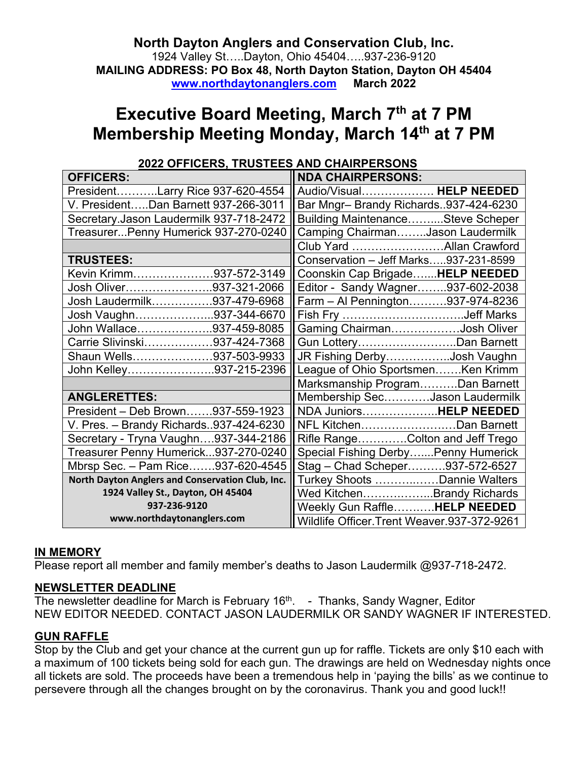**North Dayton Anglers and Conservation Club, Inc.**
1924 Valley St…..Dayton, Ohio 45404…..937-236-9120
**MAILING ADDRESS: PO Box 48, North Dayton Station, Dayton OH 45404**
**www.northdaytonanglers.com** **March 2022**

# Executive Board Meeting, March 7th at 7 PM
# Membership Meeting Monday, March 14th at 7 PM

**2022 OFFICERS, TRUSTEES AND CHAIRPERSONS**

| **OFFICERS:** | **NDA CHAIRPERSONS:** |
|---|---|
| President………..Larry Rice 937-620-4554 | Audio/Visual………………. **HELP NEEDED** |
| V. President…..Dan Barnett 937-266-3011 | Bar Mngr– Brandy Richards..937-424-6230 |
| Secretary.Jason Laudermilk 937-718-2472 | Building Maintenance……....Steve Scheper |
| Treasurer...Penny Humerick 937-270-0240 | Camping Chairman……..Jason Laudermilk |
| | Club Yard ……………………Allan Crawford |
| **TRUSTEES:** | Conservation – Jeff Marks…..937-231-8599 |
| Kevin Krimm…………………937-572-3149 | Coonskin Cap Brigade…....**HELP NEEDED** |
| Josh Oliver…………………..937-321-2066 | Editor - Sandy Wagner……..937-602-2038 |
| Josh Laudermilk…………….937-479-6968 | Farm – Al Pennington……….937-974-8236 |
| Josh Vaughn………………...937-344-6670 | Fish Fry …………………………..Jeff Marks |
| John Wallace………………..937-459-8085 | Gaming Chairman………………Josh Oliver |
| Carrie Slivinski………………937-424-7368 | Gun Lottery……………………..Dan Barnett |
| Shaun Wells…………………937-503-9933 | JR Fishing Derby……………..Josh Vaughn |
| John Kelley…………………..937-215-2396 | League of Ohio Sportsmen…….Ken Krimm |
| | Marksmanship Program……….Dan Barnett |
| **ANGLERETTES:** | Membership Sec…………Jason Laudermilk |
| President – Deb Brown…….937-559-1923 | NDA Juniors………………..**HELP NEEDED** |
| V. Pres. – Brandy Richards..937-424-6230 | NFL Kitchen……………………Dan Barnett |
| Secretary - Tryna Vaughn….937-344-2186 | Rifle Range………….Colton and Jeff Trego |
| Treasurer Penny Humerick...937-270-0240 | Special Fishing Derby…....Penny Humerick |
| Mbrsp Sec. – Pam Rice…….937-620-4545 | Stag – Chad Scheper……….937-572-6527 |
| **North Dayton Anglers and Conservation Club, Inc.** | Turkey Shoots ………..……Dannie Walters |
| **1924 Valley St., Dayton, OH 45404** | Wed Kitchen………………..Brandy Richards |
| **937-236-9120** | Weekly Gun Raffle………..**HELP NEEDED** |
| **www.northdaytonanglers.com** | Wildlife Officer.Trent Weaver.937-372-9261 |

## IN MEMORY

Please report all member and family member's deaths to Jason Laudermilk @937-718-2472.

## NEWSLETTER DEADLINE

The newsletter deadline for March is February 16th. - Thanks, Sandy Wagner, Editor
NEW EDITOR NEEDED. CONTACT JASON LAUDERMILK OR SANDY WAGNER IF INTERESTED.

## GUN RAFFLE

Stop by the Club and get your chance at the current gun up for raffle. Tickets are only $10 each with a maximum of 100 tickets being sold for each gun. The drawings are held on Wednesday nights once all tickets are sold. The proceeds have been a tremendous help in 'paying the bills' as we continue to persevere through all the changes brought on by the coronavirus. Thank you and good luck!!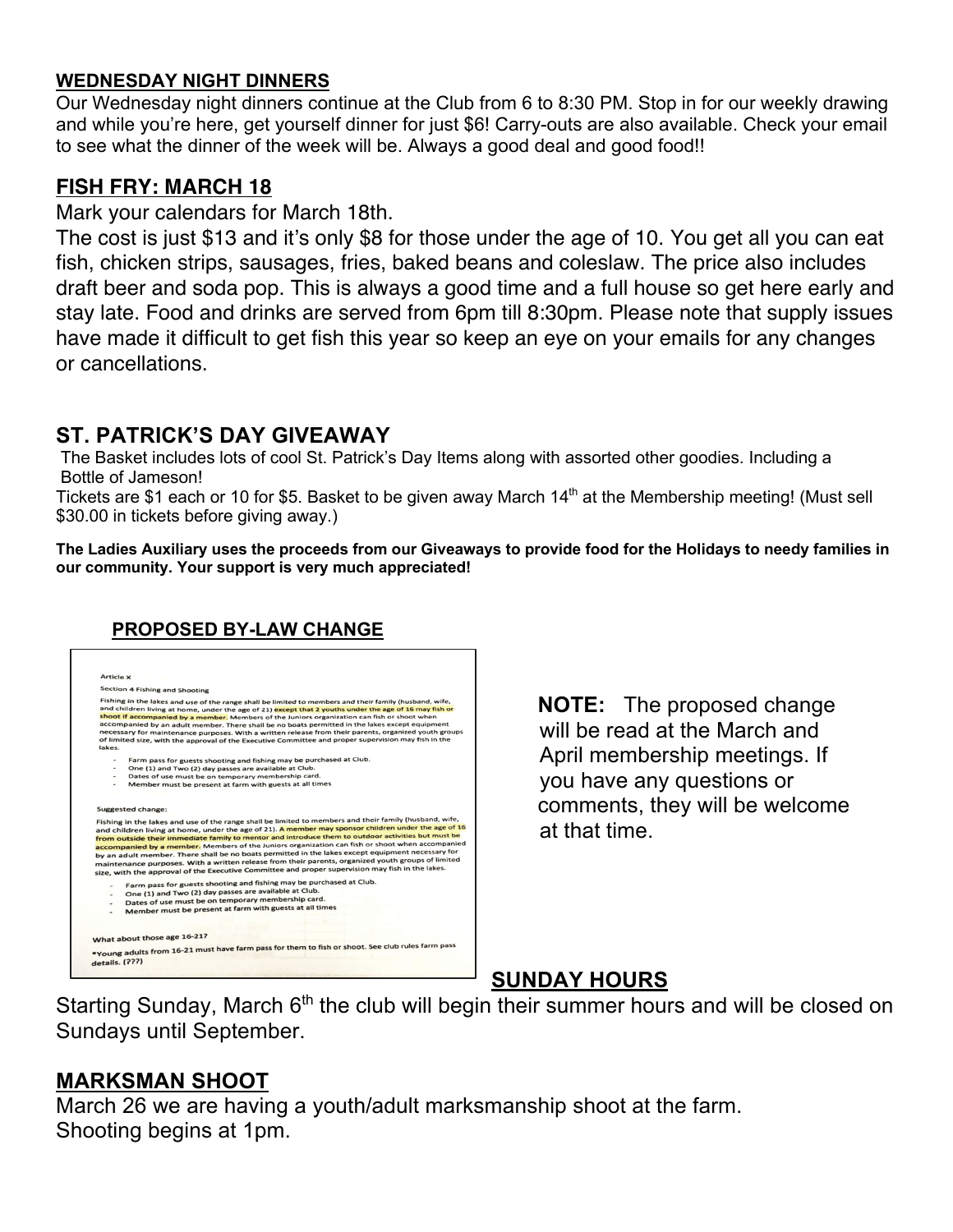## WEDNESDAY NIGHT DINNERS

Our Wednesday night dinners continue at the Club from 6 to 8:30 PM. Stop in for our weekly drawing and while you're here, get yourself dinner for just $6! Carry-outs are also available. Check your email to see what the dinner of the week will be. Always a good deal and good food!!

## FISH FRY: MARCH 18

Mark your calendars for March 18th.

The cost is just $13 and it's only $8 for those under the age of 10. You get all you can eat fish, chicken strips, sausages, fries, baked beans and coleslaw. The price also includes draft beer and soda pop. This is always a good time and a full house so get here early and stay late. Food and drinks are served from 6pm till 8:30pm. Please note that supply issues have made it difficult to get fish this year so keep an eye on your emails for any changes or cancellations.

## ST. PATRICK'S DAY GIVEAWAY

The Basket includes lots of cool St. Patrick's Day Items along with assorted other goodies. Including a Bottle of Jameson!

Tickets are $1 each or 10 for $5. Basket to be given away March 14th at the Membership meeting! (Must sell $30.00 in tickets before giving away.)

**The Ladies Auxiliary uses the proceeds from our Giveaways to provide food for the Holidays to needy families in our community. Your support is very much appreciated!**

## PROPOSED BY-LAW CHANGE

Article X

Section 4 Fishing and Shooting

Fishing in the lakes and use of the range shall be limited to members and their family (husband, wife, and children living at home, under the age of 21) except that 2 youths under the age of 16 may fish or shoot if accompanied by a member. Members of the Juniors organization can fish or shoot when accompanied by an adult member. There shall be no boats permitted in the lakes except equipment necessary for maintenance purposes. With a written release from their parents, organized youth groups of limited size, with the approval of the Executive Committee and proper supervision may fish in the lakes.

- Farm pass for guests shooting and fishing may be purchased at Club.
- One (1) and Two (2) day passes are available at Club.
- Dates of use must be on temporary membership card.
- Member must be present at farm with guests at all times

Suggested change:

Fishing in the lakes and use of the range shall be limited to members and their family (husband, wife, and children living at home, under the age of 21). A member may sponsor children under the age of 16 from outside their immediate family to mentor and introduce them to outdoor activities but must be accompanied by a member. Members of the Juniors organization can fish or shoot when accompanied by an adult member. There shall be no boats permitted in the lakes except equipment necessary for maintenance purposes. With a written release from their parents, organized youth groups of limited size, with the approval of the Executive Committee and proper supervision may fish in the lakes.

- Farm pass for guests shooting and fishing may be purchased at Club.
- One (1) and Two (2) day passes are available at Club.
- Dates of use must be on temporary membership card.
- Member must be present at farm with guests at all times

What about those age 16-21?

*Young adults from 16-21 must have farm pass for them to fish or shoot. See club rules farm pass details. (???)

**NOTE:** The proposed change will be read at the March and April membership meetings. If you have any questions or comments, they will be welcome at that time.

## SUNDAY HOURS

Starting Sunday, March 6th the club will begin their summer hours and will be closed on Sundays until September.

## MARKSMAN SHOOT

March 26 we are having a youth/adult marksmanship shoot at the farm.

Shooting begins at 1pm.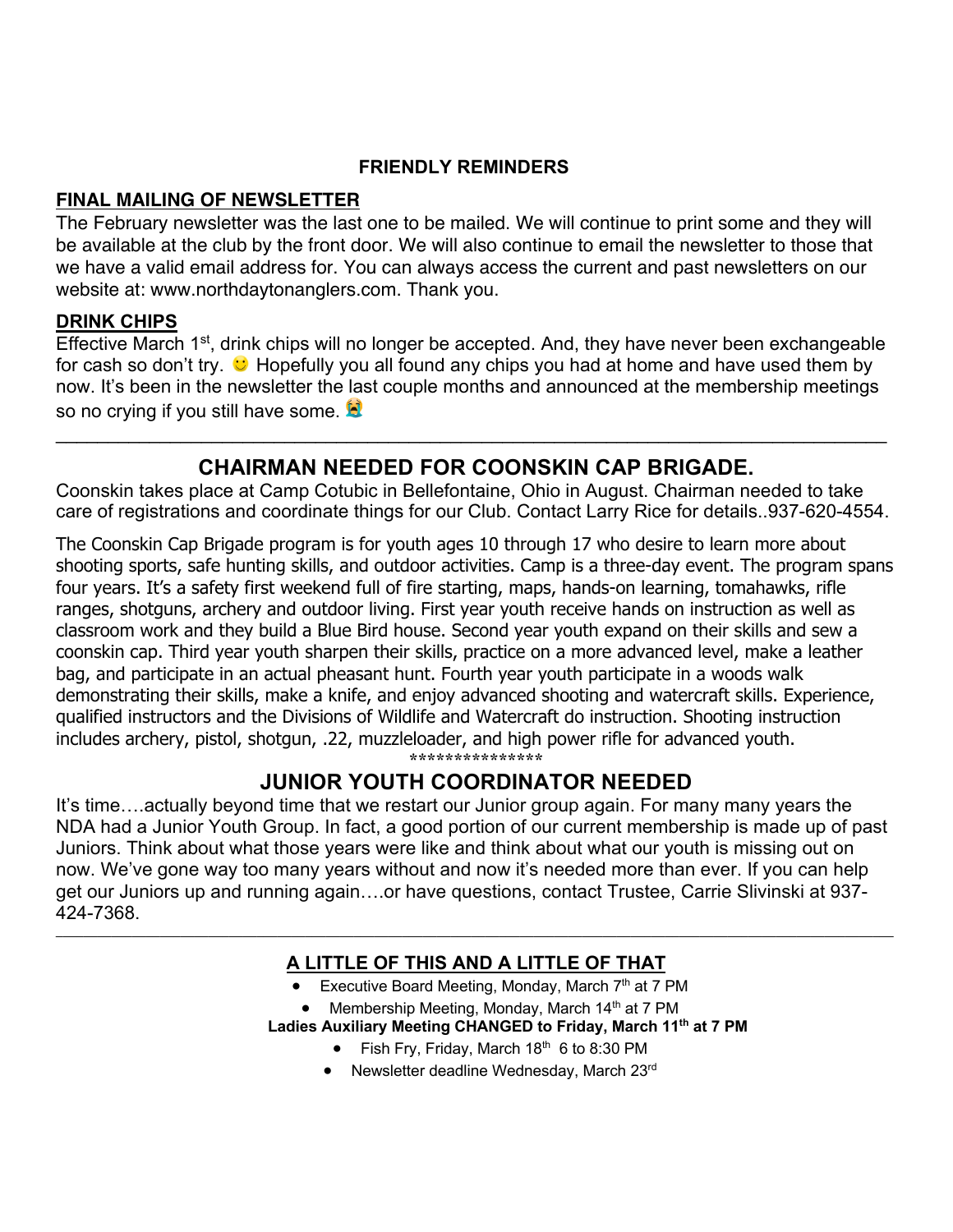**FRIENDLY REMINDERS**

**FINAL MAILING OF NEWSLETTER**

The February newsletter was the last one to be mailed. We will continue to print some and they will be available at the club by the front door. We will also continue to email the newsletter to those that we have a valid email address for. You can always access the current and past newsletters on our website at: www.northdaytonanglers.com. Thank you.

**DRINK CHIPS**

Effective March 1st, drink chips will no longer be accepted. And, they have never been exchangeable for cash so don't try. 🙂 Hopefully you all found any chips you had at home and have used them by now. It's been in the newsletter the last couple months and announced at the membership meetings so no crying if you still have some. 😭

---

## CHAIRMAN NEEDED FOR COONSKIN CAP BRIGADE.

Coonskin takes place at Camp Cotubic in Bellefontaine, Ohio in August. Chairman needed to take care of registrations and coordinate things for our Club. Contact Larry Rice for details..937-620-4554.

The Coonskin Cap Brigade program is for youth ages 10 through 17 who desire to learn more about shooting sports, safe hunting skills, and outdoor activities. Camp is a three-day event. The program spans four years. It's a safety first weekend full of fire starting, maps, hands-on learning, tomahawks, rifle ranges, shotguns, archery and outdoor living. First year youth receive hands on instruction as well as classroom work and they build a Blue Bird house. Second year youth expand on their skills and sew a coonskin cap. Third year youth sharpen their skills, practice on a more advanced level, make a leather bag, and participate in an actual pheasant hunt. Fourth year youth participate in a woods walk demonstrating their skills, make a knife, and enjoy advanced shooting and watercraft skills. Experience, qualified instructors and the Divisions of Wildlife and Watercraft do instruction. Shooting instruction includes archery, pistol, shotgun, .22, muzzleloader, and high power rifle for advanced youth.

***************

## JUNIOR YOUTH COORDINATOR NEEDED

It's time….actually beyond time that we restart our Junior group again. For many many years the NDA had a Junior Youth Group. In fact, a good portion of our current membership is made up of past Juniors. Think about what those years were like and think about what our youth is missing out on now. We've gone way too many years without and now it's needed more than ever. If you can help get our Juniors up and running again….or have questions, contact Trustee, Carrie Slivinski at 937-424-7368.

---

### A LITTLE OF THIS AND A LITTLE OF THAT

- Executive Board Meeting, Monday, March 7th at 7 PM
- Membership Meeting, Monday, March 14th at 7 PM

**Ladies Auxiliary Meeting CHANGED to Friday, March 11th at 7 PM**

- Fish Fry, Friday, March 18th 6 to 8:30 PM
- Newsletter deadline Wednesday, March 23rd